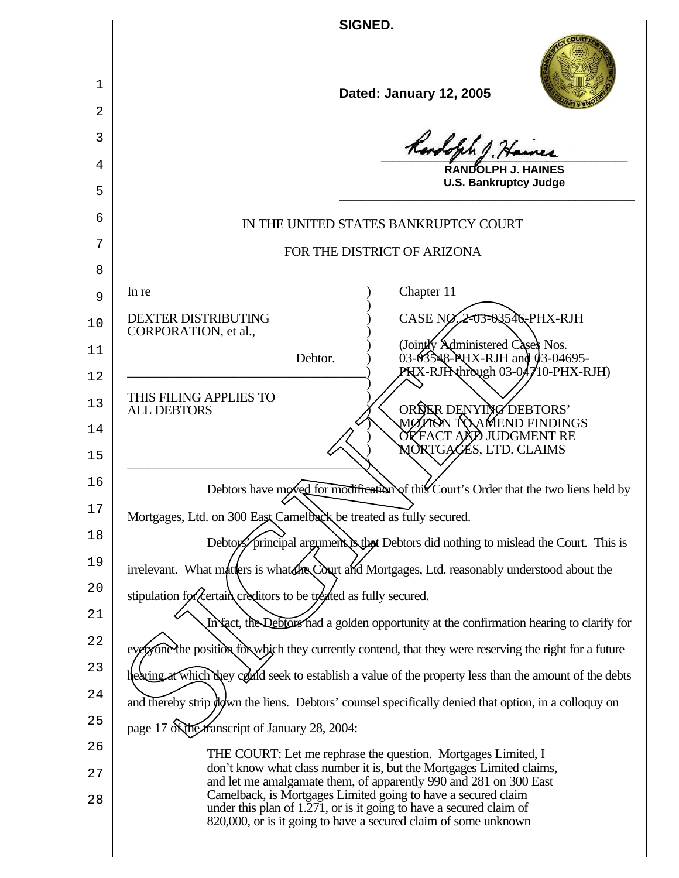**SIGNED.**

**Dated: January 12, 2005**

**RANDOLPH J. HAINES**
**U.S. Bankruptcy Judge**

IN THE UNITED STATES BANKRUPTCY COURT

FOR THE DISTRICT OF ARIZONA

| | |
|---|---|
| In re<br><br>DEXTER DISTRIBUTING CORPORATION, et al.,<br><br>Debtor. | Chapter 11<br><br>CASE NO. 2-03-03546-PHX-RJH<br><br>(Jointly Administered Cases Nos. 03-03548-PHX-RJH and 03-04695-PHX-RJH through 03-04710-PHX-RJH) |
| THIS FILING APPLIES TO ALL DEBTORS | ORDER DENYING DEBTORS' MOTION TO AMEND FINDINGS OF FACT AND JUDGMENT RE MORTGAGES, LTD. CLAIMS |

Debtors have moved for modification of this Court's Order that the two liens held by Mortgages, Ltd. on 300 East Camelback be treated as fully secured.

Debtors' principal argument is that Debtors did nothing to mislead the Court. This is irrelevant. What matters is what the Court and Mortgages, Ltd. reasonably understood about the stipulation for certain creditors to be treated as fully secured.

In fact, the Debtors had a golden opportunity at the confirmation hearing to clarify for everyone the position for which they currently contend, that they were reserving the right for a future hearing at which they could seek to establish a value of the property less than the amount of the debts and thereby strip down the liens. Debtors' counsel specifically denied that option, in a colloquy on page 17 of the transcript of January 28, 2004:

> THE COURT: Let me rephrase the question. Mortgages Limited, I don't know what class number it is, but the Mortgages Limited claims, and let me amalgamate them, of apparently 990 and 281 on 300 East Camelback, is Mortgages Limited going to have a secured claim under this plan of 1.271, or is it going to have a secured claim of 820,000, or is it going to have a secured claim of some unknown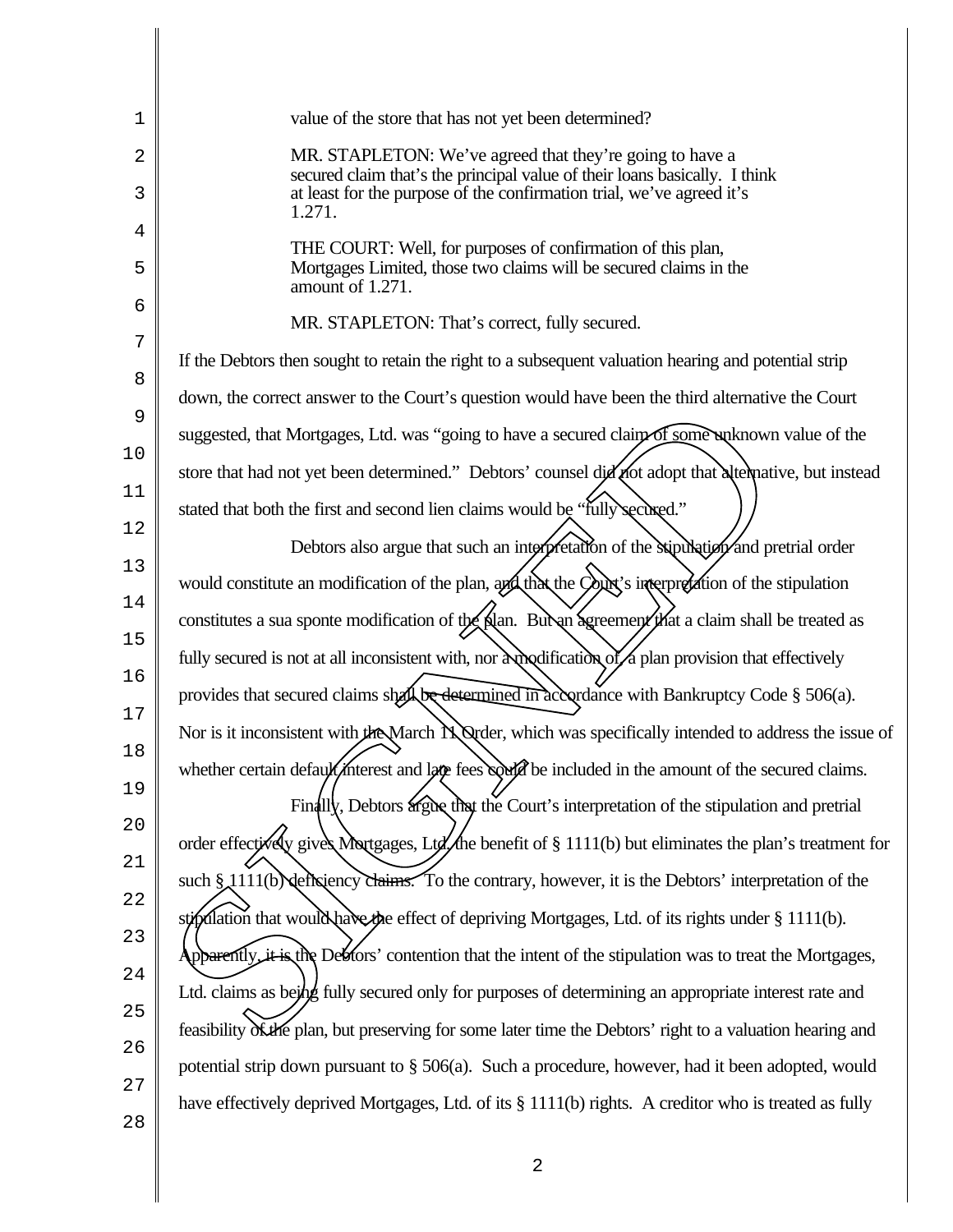value of the store that has not yet been determined?

> MR. STAPLETON: We've agreed that they're going to have a secured claim that's the principal value of their loans basically. I think at least for the purpose of the confirmation trial, we've agreed it's 1.271.
>
> THE COURT: Well, for purposes of confirmation of this plan, Mortgages Limited, those two claims will be secured claims in the amount of 1.271.
>
> MR. STAPLETON: That's correct, fully secured.

If the Debtors then sought to retain the right to a subsequent valuation hearing and potential strip down, the correct answer to the Court's question would have been the third alternative the Court suggested, that Mortgages, Ltd. was "going to have a secured claim of some unknown value of the store that had not yet been determined." Debtors' counsel did not adopt that alternative, but instead stated that both the first and second lien claims would be "fully secured."

Debtors also argue that such an interpretation of the stipulation and pretrial order would constitute an modification of the plan, and that the Court's interpretation of the stipulation constitutes a sua sponte modification of the plan. But an agreement that a claim shall be treated as fully secured is not at all inconsistent with, nor a modification of, a plan provision that effectively provides that secured claims shall be determined in accordance with Bankruptcy Code § 506(a). Nor is it inconsistent with the March 11 Order, which was specifically intended to address the issue of whether certain default interest and late fees could be included in the amount of the secured claims.

Finally, Debtors argue that the Court's interpretation of the stipulation and pretrial order effectively gives Mortgages, Ltd. the benefit of § 1111(b) but eliminates the plan's treatment for such § 1111(b) deficiency claims. To the contrary, however, it is the Debtors' interpretation of the stipulation that would have the effect of depriving Mortgages, Ltd. of its rights under § 1111(b). Apparently, it is the Debtors' contention that the intent of the stipulation was to treat the Mortgages, Ltd. claims as being fully secured only for purposes of determining an appropriate interest rate and feasibility of the plan, but preserving for some later time the Debtors' right to a valuation hearing and potential strip down pursuant to § 506(a). Such a procedure, however, had it been adopted, would have effectively deprived Mortgages, Ltd. of its § 1111(b) rights. A creditor who is treated as fully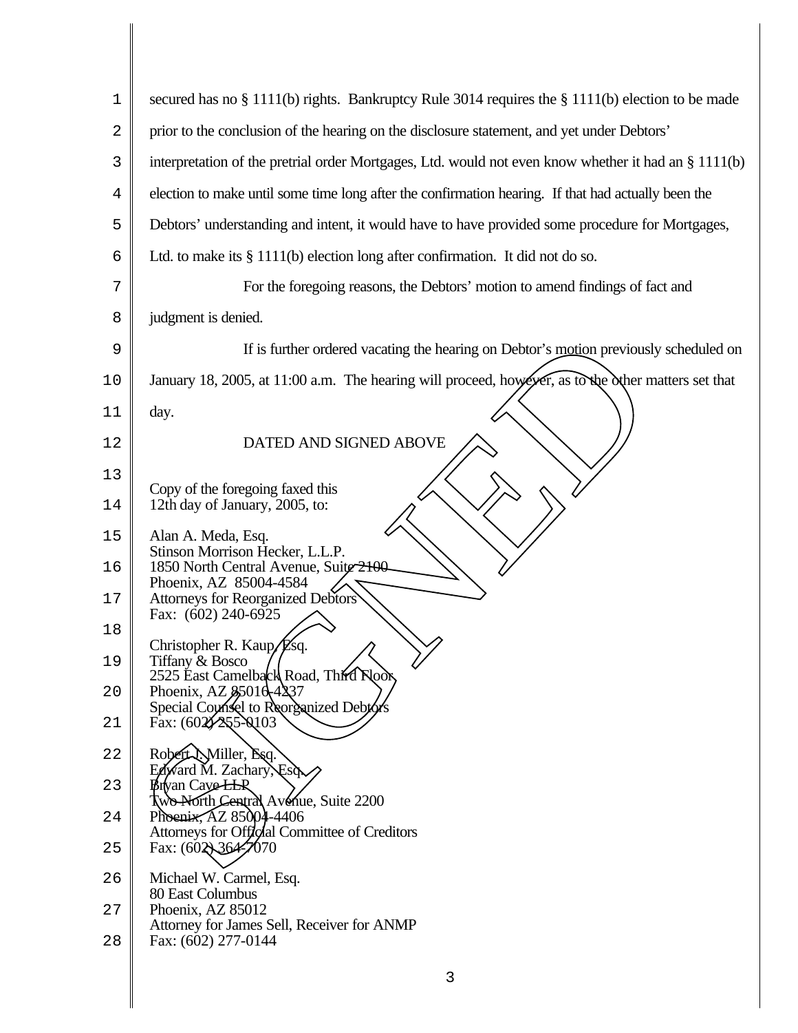secured has no § 1111(b) rights. Bankruptcy Rule 3014 requires the § 1111(b) election to be made prior to the conclusion of the hearing on the disclosure statement, and yet under Debtors' interpretation of the pretrial order Mortgages, Ltd. would not even know whether it had an § 1111(b) election to make until some time long after the confirmation hearing. If that had actually been the Debtors' understanding and intent, it would have to have provided some procedure for Mortgages, Ltd. to make its § 1111(b) election long after confirmation. It did not do so.

For the foregoing reasons, the Debtors' motion to amend findings of fact and judgment is denied.

If is further ordered vacating the hearing on Debtor's motion previously scheduled on January 18, 2005, at 11:00 a.m. The hearing will proceed, however, as to the other matters set that day.

DATED AND SIGNED ABOVE

Copy of the foregoing faxed this
12th day of January, 2005, to:

Alan A. Meda, Esq.
Stinson Morrison Hecker, L.L.P.
1850 North Central Avenue, Suite 2100
Phoenix, AZ 85004-4584
Attorneys for Reorganized Debtors
Fax: (602) 240-6925

Christopher R. Kaup, Esq.
Tiffany & Bosco
2525 East Camelback Road, Third Floor
Phoenix, AZ 85016-4237
Special Counsel to Reorganized Debtors
Fax: (602) 255-0103

Robert J. Miller, Esq.
Edward M. Zachary, Esq.
Bryan Cave LLP
Two North Central Avenue, Suite 2200
Phoenix, AZ 85004-4406
Attorneys for Official Committee of Creditors
Fax: (602) 364-7070

Michael W. Carmel, Esq.
80 East Columbus
Phoenix, AZ 85012
Attorney for James Sell, Receiver for ANMP
Fax: (602) 277-0144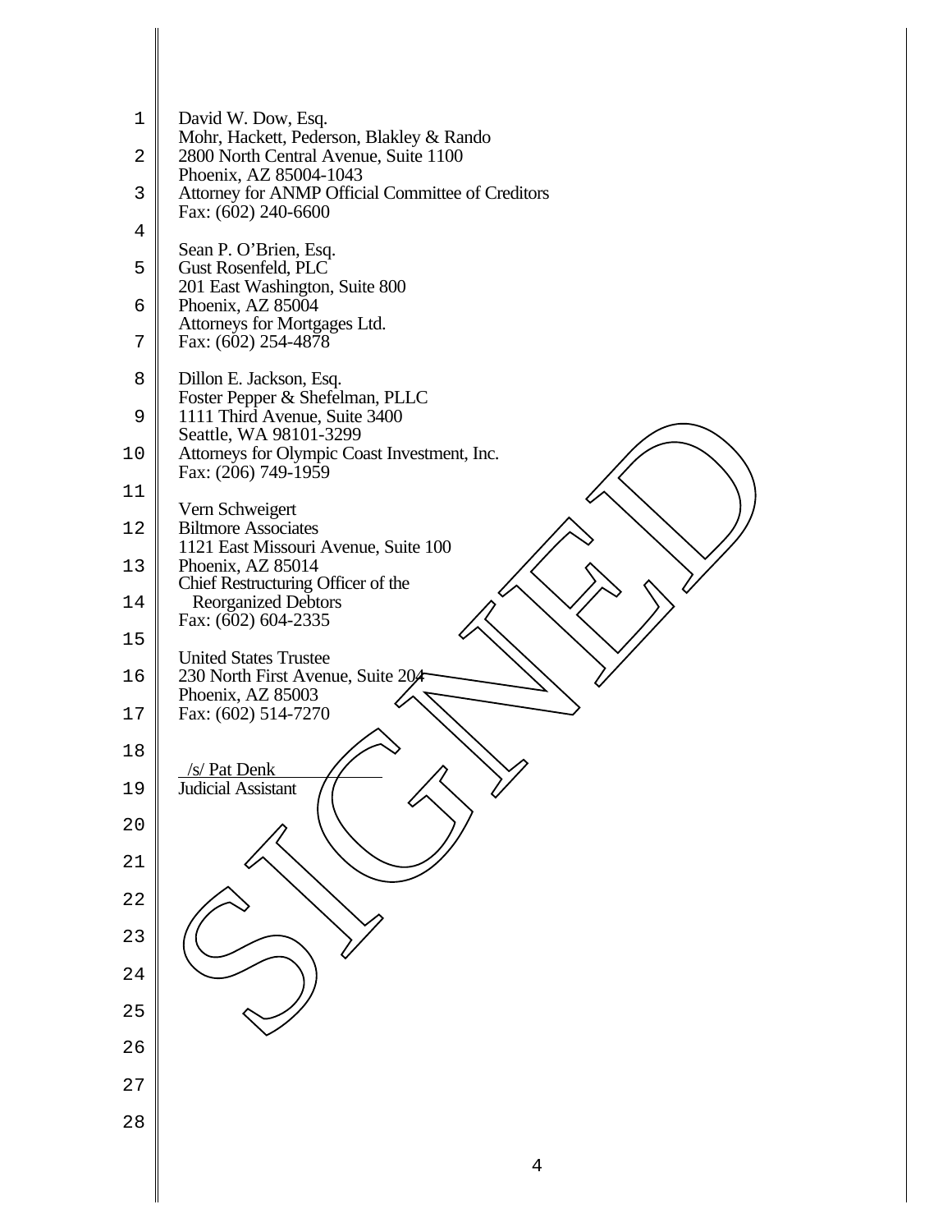David W. Dow, Esq.
Mohr, Hackett, Pederson, Blakley & Rando
2800 North Central Avenue, Suite 1100
Phoenix, AZ 85004-1043
Attorney for ANMP Official Committee of Creditors
Fax: (602) 240-6600

Sean P. O'Brien, Esq.
Gust Rosenfeld, PLC
201 East Washington, Suite 800
Phoenix, AZ 85004
Attorneys for Mortgages Ltd.
Fax: (602) 254-4878

Dillon E. Jackson, Esq.
Foster Pepper & Shefelman, PLLC
1111 Third Avenue, Suite 3400
Seattle, WA 98101-3299
Attorneys for Olympic Coast Investment, Inc.
Fax: (206) 749-1959

Vern Schweigert
Biltmore Associates
1121 East Missouri Avenue, Suite 100
Phoenix, AZ 85014
Chief Restructuring Officer of the
Reorganized Debtors
Fax: (602) 604-2335

United States Trustee
230 North First Avenue, Suite 204
Phoenix, AZ 85003
Fax: (602) 514-7270

/s/ Pat Denk
Judicial Assistant

SIGNED